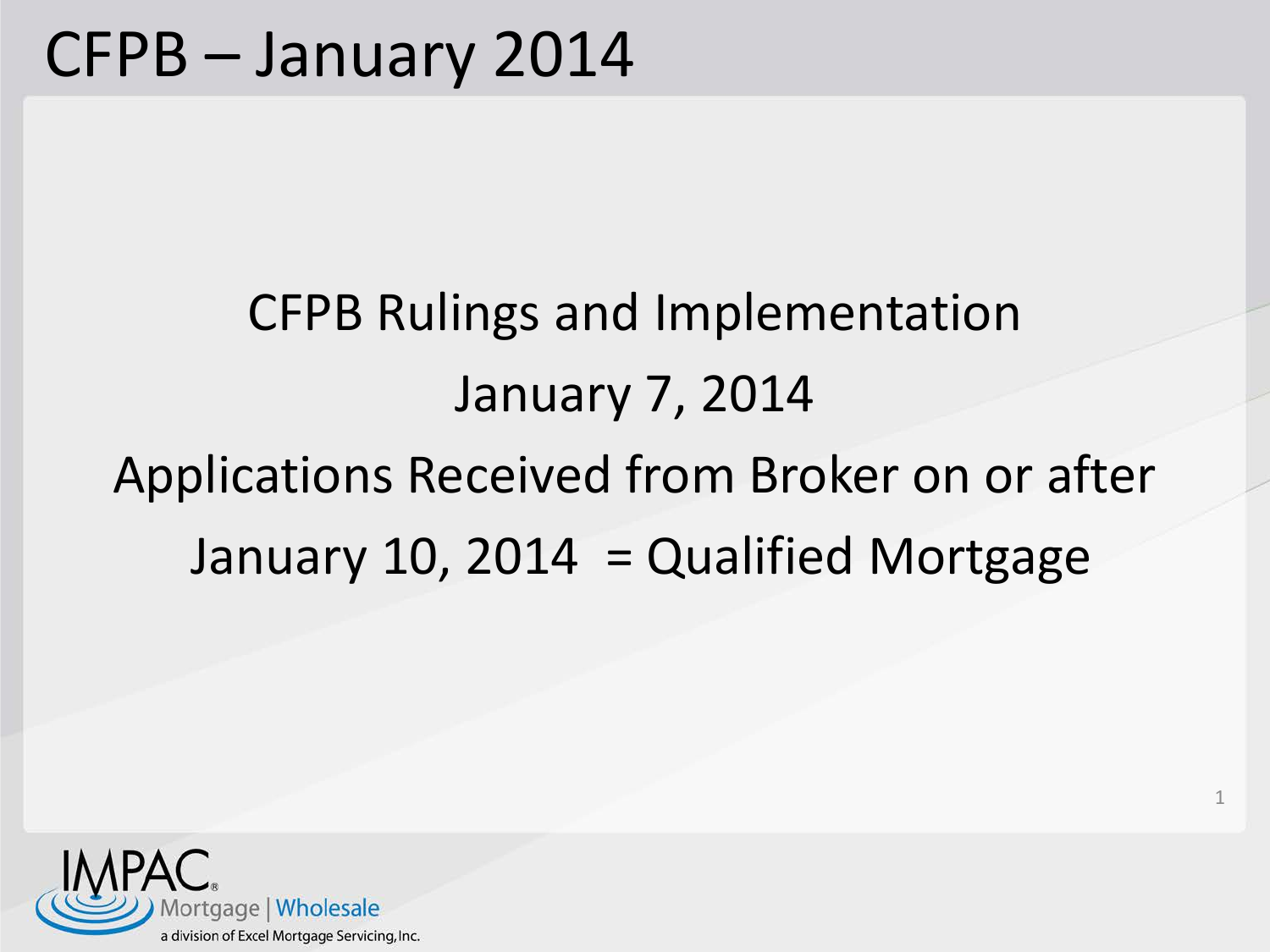# CFPB – January 2014

CFPB Rulings and Implementation

January 7, 2014

Applications Received from Broker on or after

January 10, 2014 = Qualified Mortgage

IMPAC® Mortgage | Wholesale

a division of Excel Mortgage Servicing, Inc.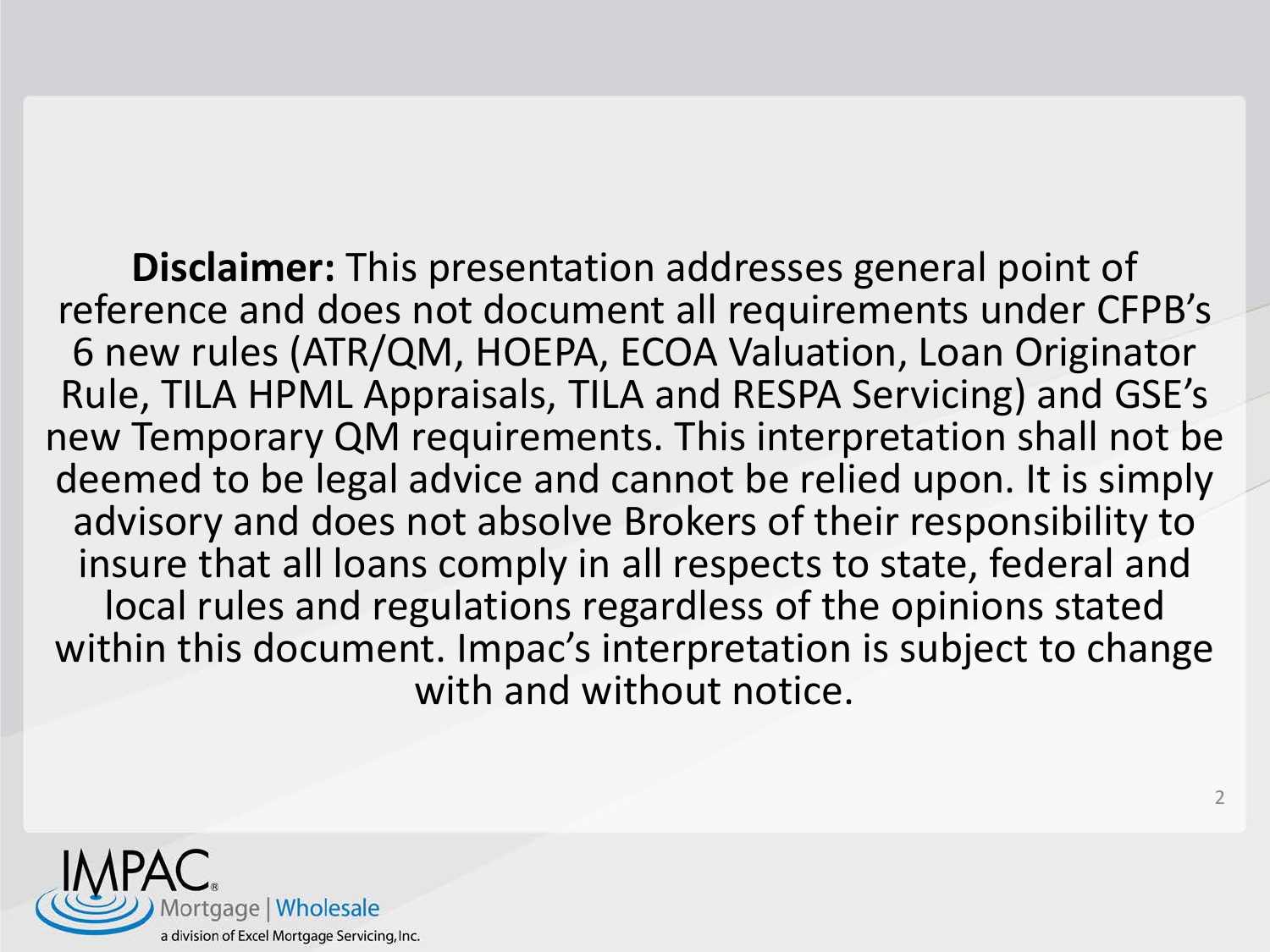**Disclaimer:** This presentation addresses general point of reference and does not document all requirements under CFPB's 6 new rules (ATR/QM, HOEPA, ECOA Valuation, Loan Originator Rule, TILA HPML Appraisals, TILA and RESPA Servicing) and GSE's new Temporary QM requirements. This interpretation shall not be deemed to be legal advice and cannot be relied upon. It is simply advisory and does not absolve Brokers of their responsibility to insure that all loans comply in all respects to state, federal and local rules and regulations regardless of the opinions stated within this document. Impac's interpretation is subject to change with and without notice.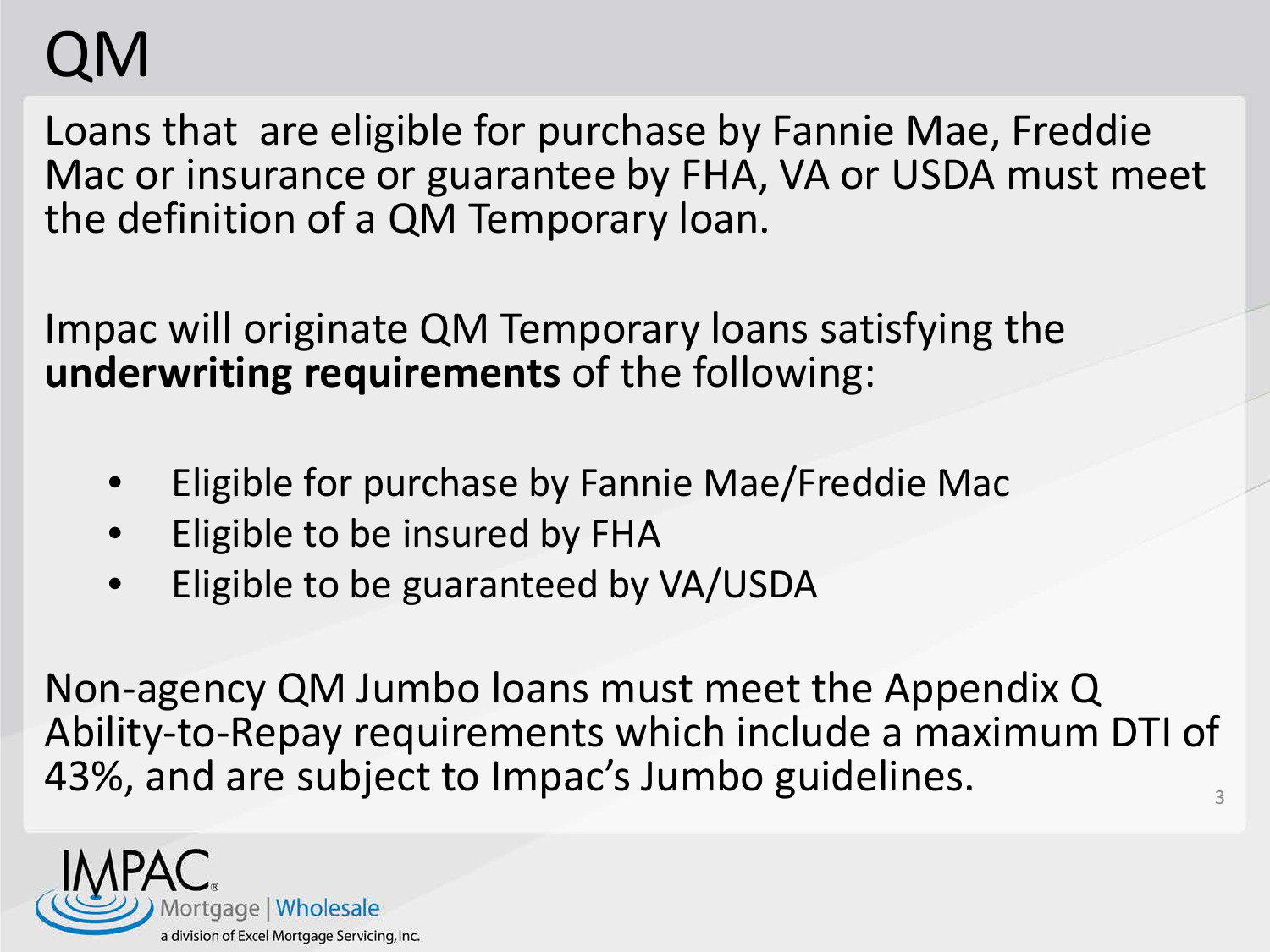# QM

Loans that are eligible for purchase by Fannie Mae, Freddie Mac or insurance or guarantee by FHA, VA or USDA must meet the definition of a QM Temporary loan.

Impac will originate QM Temporary loans satisfying the **underwriting requirements** of the following:

- Eligible for purchase by Fannie Mae/Freddie Mac
- Eligible to be insured by FHA
- Eligible to be guaranteed by VA/USDA

Non-agency QM Jumbo loans must meet the Appendix Q Ability-to-Repay requirements which include a maximum DTI of 43%, and are subject to Impac's Jumbo guidelines.

IMPAC® Mortgage | Wholesale
a division of Excel Mortgage Servicing, Inc.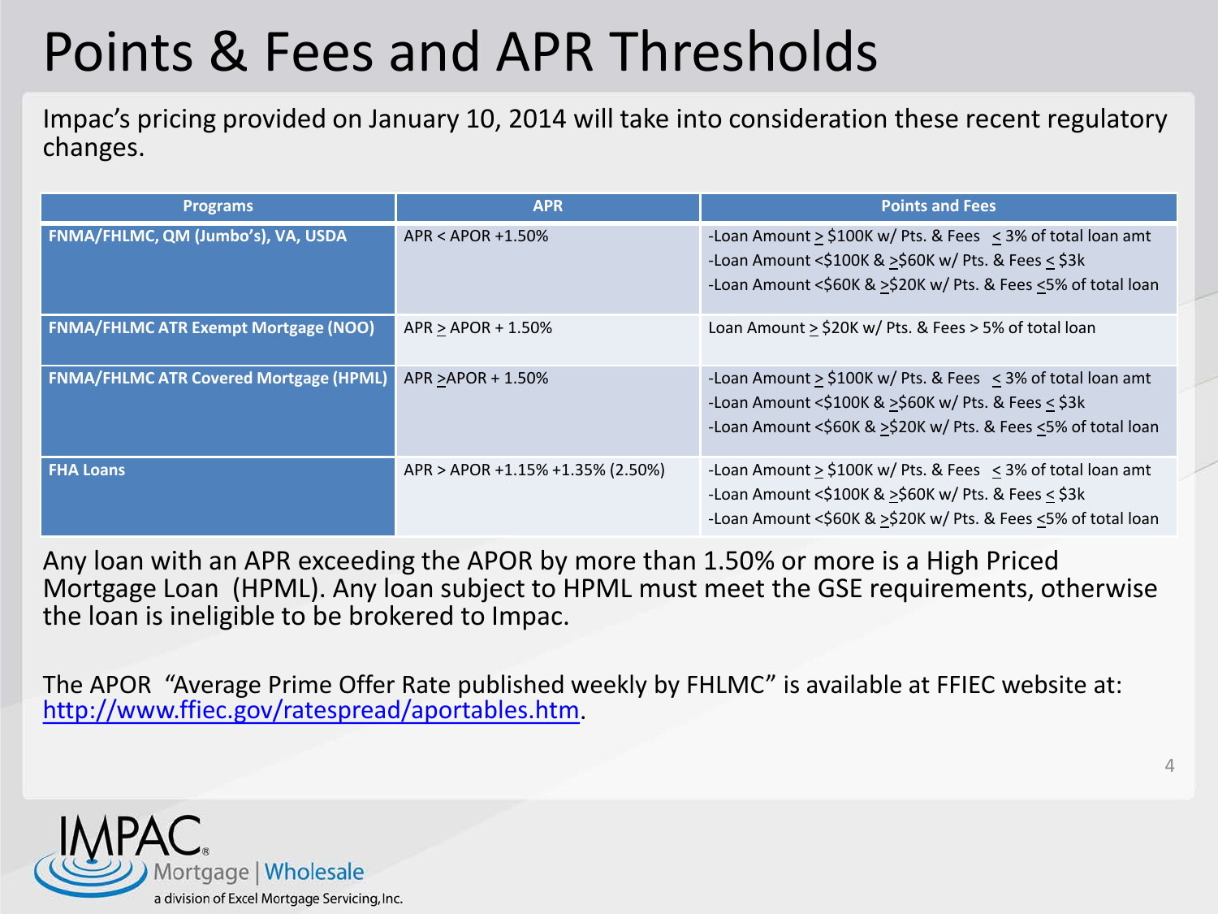# Points & Fees and APR Thresholds

Impac's pricing provided on January 10, 2014 will take into consideration these recent regulatory changes.

| Programs | APR | Points and Fees |
|---|---|---|
| **FNMA/FHLMC, QM (Jumbo's), VA, USDA** | APR < APOR +1.50% | -Loan Amount ≥ $100K w/ Pts. & Fees ≤ 3% of total loan amt<br>-Loan Amount <$100K & ≥$60K w/ Pts. & Fees ≤ $3k<br>-Loan Amount <$60K & ≥$20K w/ Pts. & Fees ≤5% of total loan |
| **FNMA/FHLMC ATR Exempt Mortgage (NOO)** | APR ≥ APOR + 1.50% | Loan Amount ≥ $20K w/ Pts. & Fees > 5% of total loan |
| **FNMA/FHLMC ATR Covered Mortgage (HPML)** | APR ≥APOR + 1.50% | -Loan Amount ≥ $100K w/ Pts. & Fees ≤ 3% of total loan amt<br>-Loan Amount <$100K & ≥$60K w/ Pts. & Fees ≤ $3k<br>-Loan Amount <$60K & ≥$20K w/ Pts. & Fees ≤5% of total loan |
| **FHA Loans** | APR > APOR +1.15% +1.35% (2.50%) | -Loan Amount ≥ $100K w/ Pts. & Fees ≤ 3% of total loan amt<br>-Loan Amount <$100K & ≥$60K w/ Pts. & Fees ≤ $3k<br>-Loan Amount <$60K & ≥$20K w/ Pts. & Fees ≤5% of total loan |

Any loan with an APR exceeding the APOR by more than 1.50% or more is a High Priced Mortgage Loan (HPML). Any loan subject to HPML must meet the GSE requirements, otherwise the loan is ineligible to be brokered to Impac.

The APOR "Average Prime Offer Rate published weekly by FHLMC" is available at FFIEC website at: http://www.ffiec.gov/ratespread/aportables.htm.

IMPAC Mortgage | Wholesale
a division of Excel Mortgage Servicing, Inc.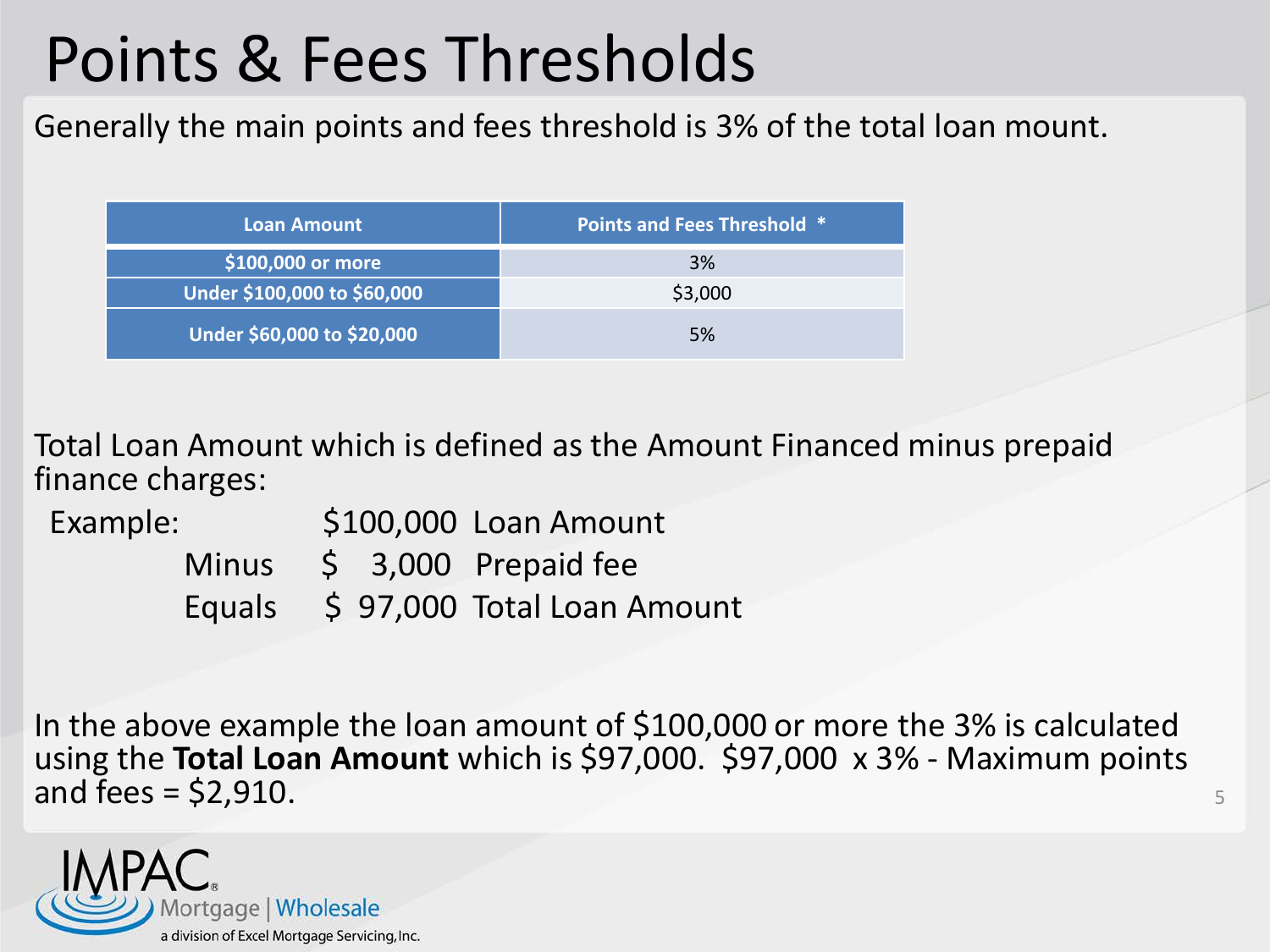# Points & Fees Thresholds

Generally the main points and fees threshold is 3% of the total loan mount.

| Loan Amount | Points and Fees Threshold * |
|---|---|
| $100,000 or more | 3% |
| Under $100,000 to $60,000 | $3,000 |
| Under $60,000 to $20,000 | 5% |

Total Loan Amount which is defined as the Amount Financed minus prepaid finance charges:

| Example: | | | |
|---|---|---|---|
| | | $100,000 | Loan Amount |
| | Minus | $ 3,000 | Prepaid fee |
| | Equals | $ 97,000 | Total Loan Amount |

In the above example the loan amount of $100,000 or more the 3% is calculated using the **Total Loan Amount** which is $97,000. $97,000 x 3% - Maximum points and fees = $2,910.

IMPAC Mortgage | Wholesale

a division of Excel Mortgage Servicing, Inc.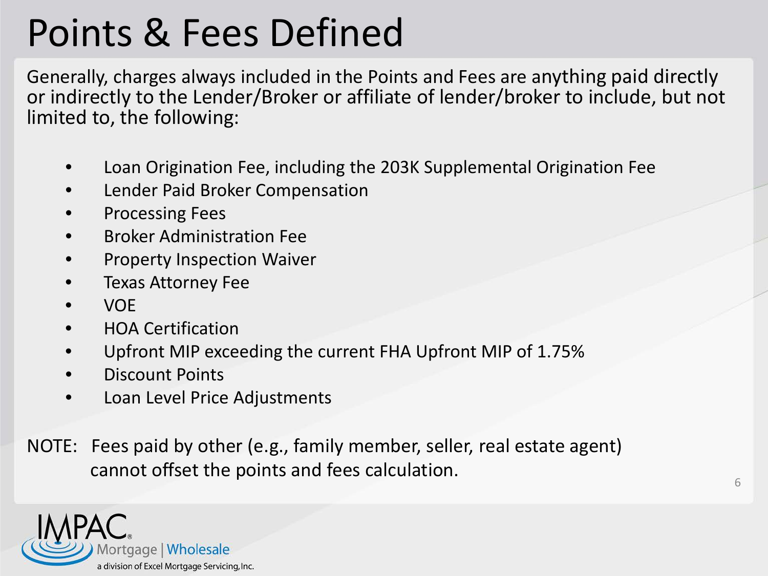# Points & Fees Defined

Generally, charges always included in the Points and Fees are anything paid directly or indirectly to the Lender/Broker or affiliate of lender/broker to include, but not limited to, the following:

- Loan Origination Fee, including the 203K Supplemental Origination Fee
- Lender Paid Broker Compensation
- Processing Fees
- Broker Administration Fee
- Property Inspection Waiver
- Texas Attorney Fee
- VOE
- HOA Certification
- Upfront MIP exceeding the current FHA Upfront MIP of 1.75%
- Discount Points
- Loan Level Price Adjustments

NOTE: Fees paid by other (e.g., family member, seller, real estate agent) cannot offset the points and fees calculation.

IMPAC® Mortgage | Wholesale
a division of Excel Mortgage Servicing, Inc.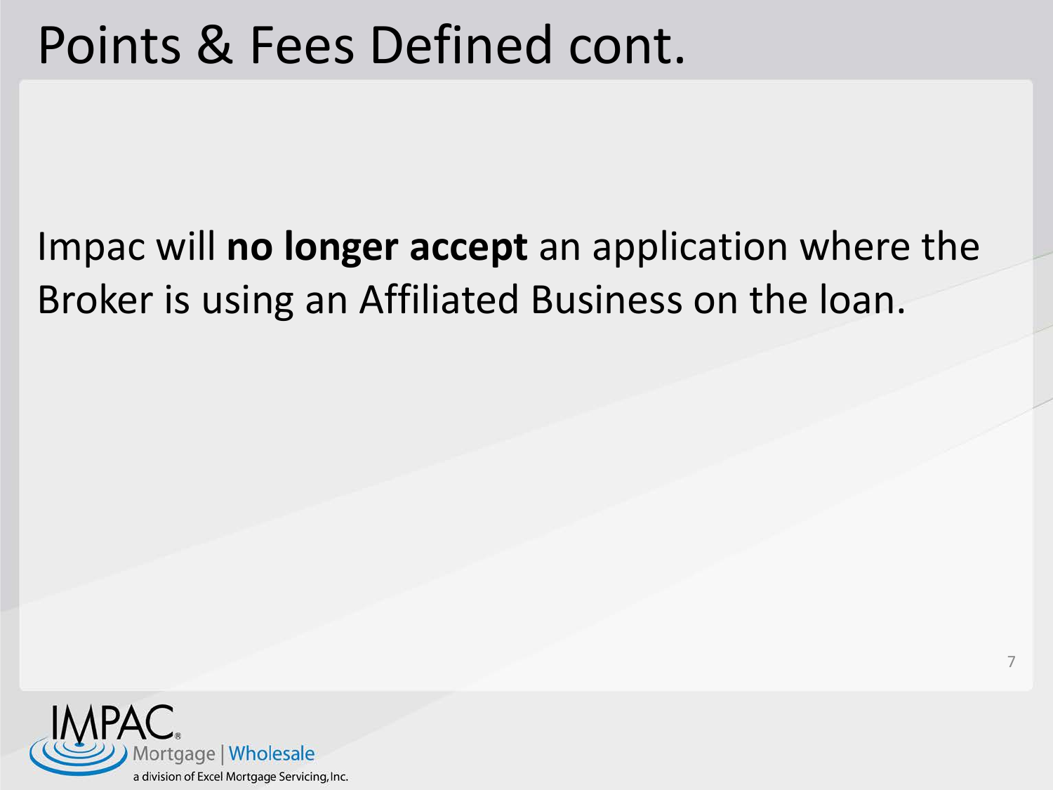# Points & Fees Defined cont.

Impac will **no longer accept** an application where the Broker is using an Affiliated Business on the loan.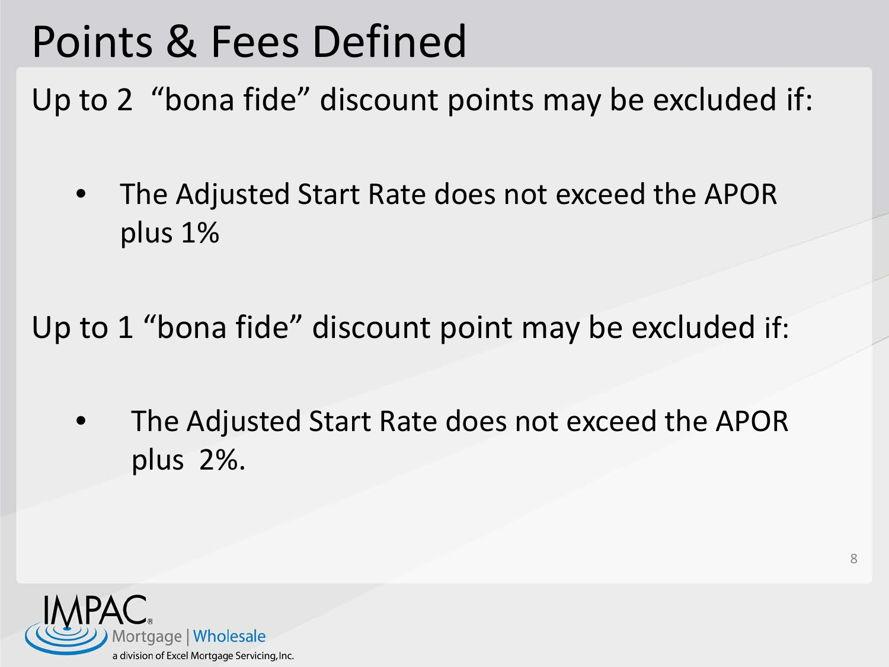# Points & Fees Defined

Up to 2 "bona fide" discount points may be excluded if:

- The Adjusted Start Rate does not exceed the APOR plus 1%

Up to 1 "bona fide" discount point may be excluded if:

- The Adjusted Start Rate does not exceed the APOR plus 2%.

IMPAC Mortgage | Wholesale
a division of Excel Mortgage Servicing, Inc.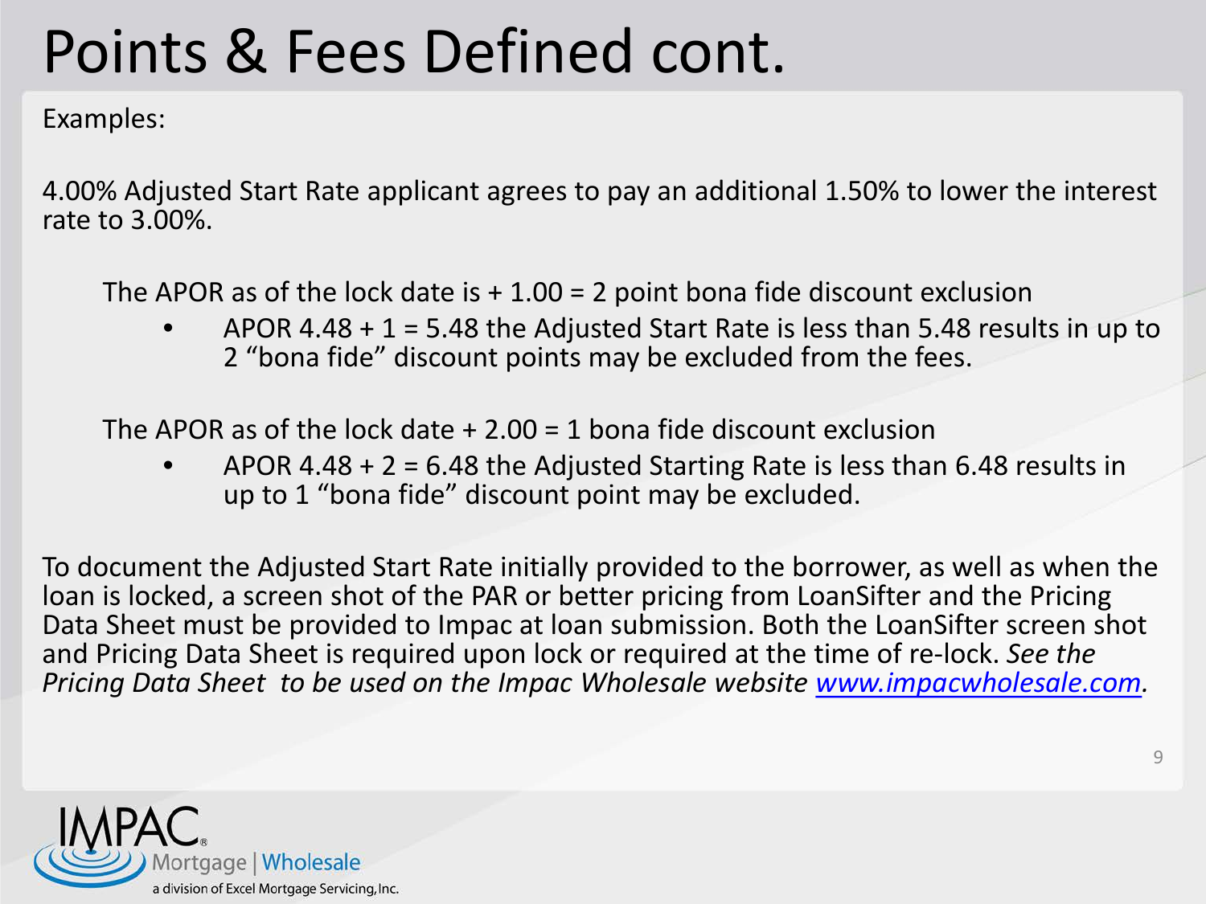# Points & Fees Defined cont.

Examples:

4.00% Adjusted Start Rate applicant agrees to pay an additional 1.50% to lower the interest rate to 3.00%.

The APOR as of the lock date is + 1.00 = 2 point bona fide discount exclusion

- APOR 4.48 + 1 = 5.48 the Adjusted Start Rate is less than 5.48 results in up to 2 "bona fide" discount points may be excluded from the fees.

The APOR as of the lock date + 2.00 = 1 bona fide discount exclusion

- APOR 4.48 + 2 = 6.48 the Adjusted Starting Rate is less than 6.48 results in up to 1 "bona fide" discount point may be excluded.

To document the Adjusted Start Rate initially provided to the borrower, as well as when the loan is locked, a screen shot of the PAR or better pricing from LoanSifter and the Pricing Data Sheet must be provided to Impac at loan submission. Both the LoanSifter screen shot and Pricing Data Sheet is required upon lock or required at the time of re-lock. *See the Pricing Data Sheet to be used on the Impac Wholesale website [www.impacwholesale.com](www.impacwholesale.com).*

IMPAC® Mortgage | Wholesale
a division of Excel Mortgage Servicing, Inc.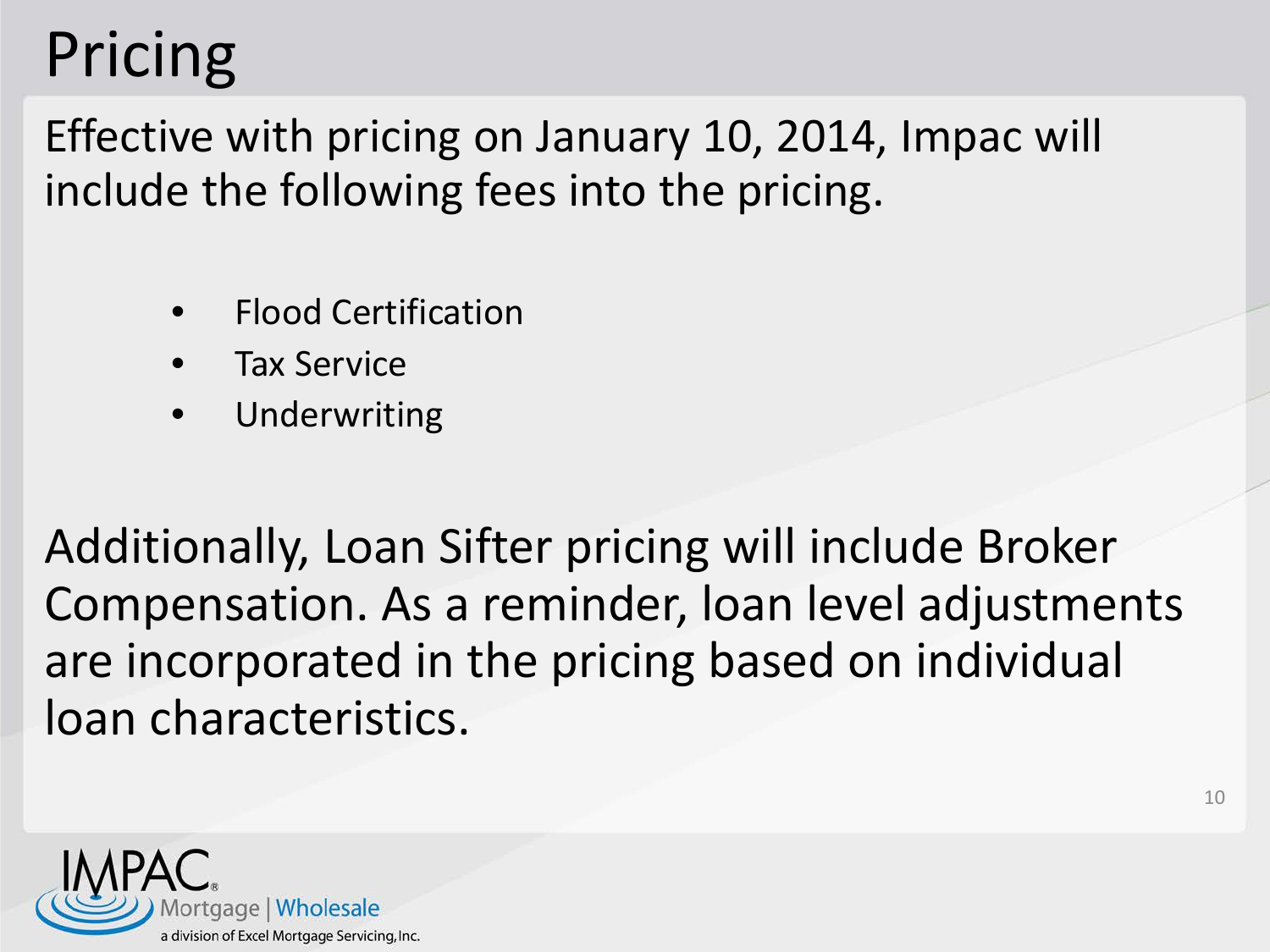# Pricing

Effective with pricing on January 10, 2014, Impac will include the following fees into the pricing.

- Flood Certification
- Tax Service
- Underwriting

Additionally, Loan Sifter pricing will include Broker Compensation. As a reminder, loan level adjustments are incorporated in the pricing based on individual loan characteristics.

IMPAC® Mortgage | Wholesale
a division of Excel Mortgage Servicing, Inc.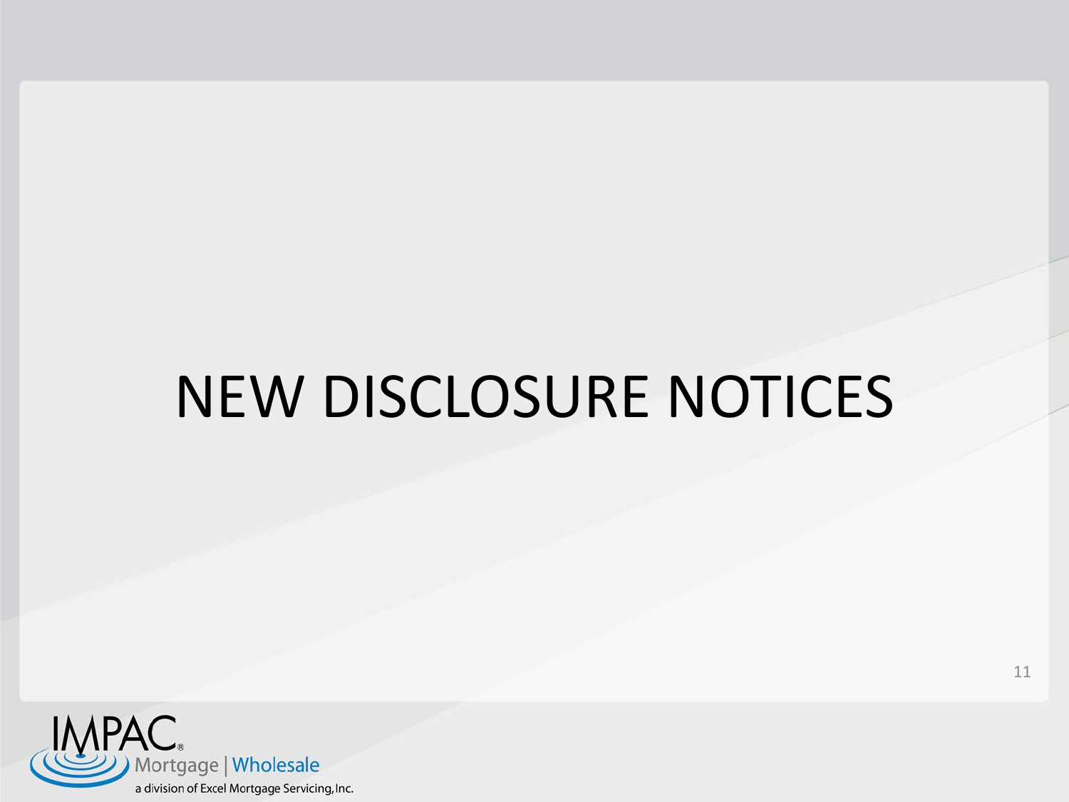# NEW DISCLOSURE NOTICES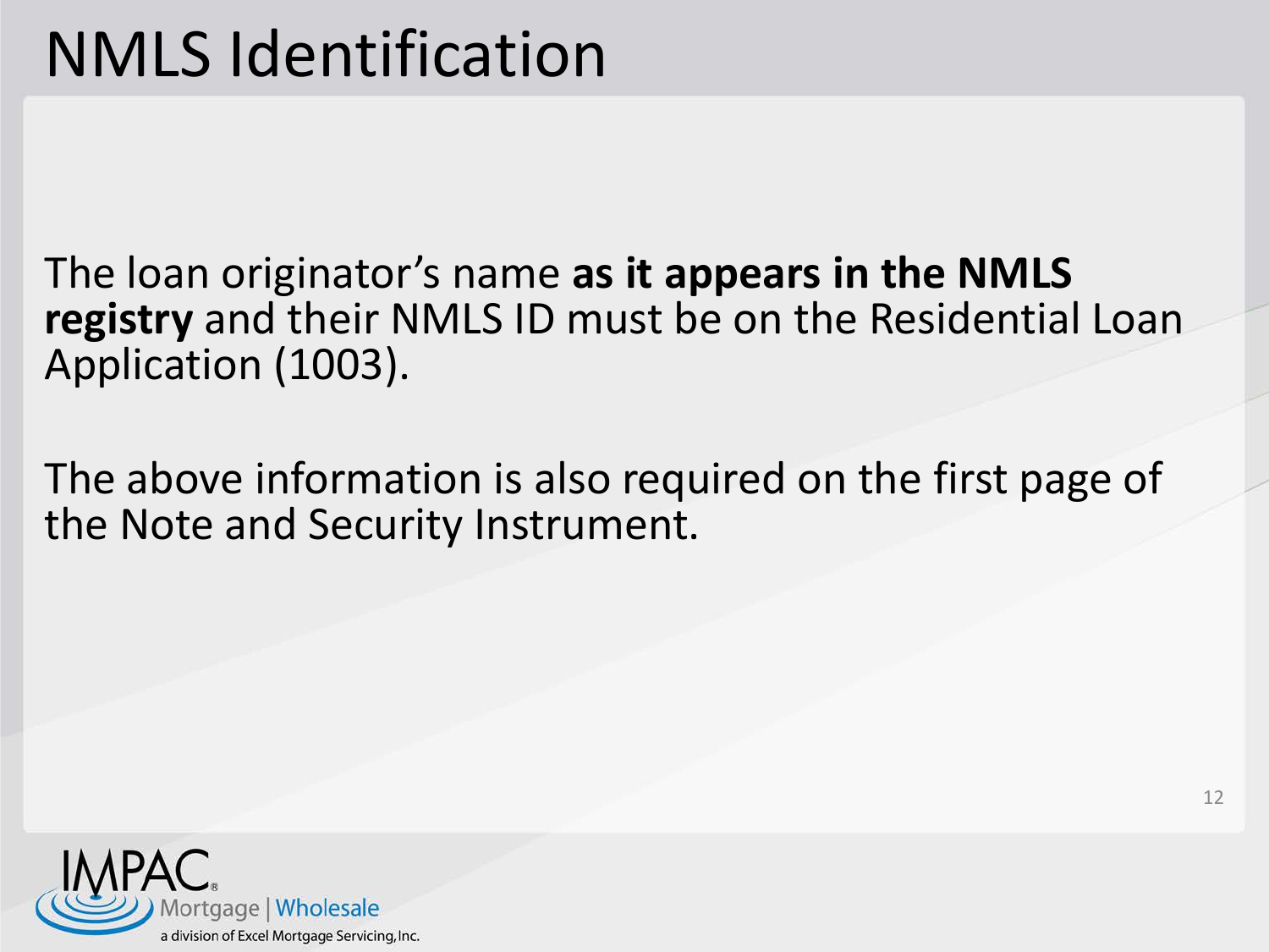# NMLS Identification

The loan originator's name **as it appears in the NMLS registry** and their NMLS ID must be on the Residential Loan Application (1003).

The above information is also required on the first page of the Note and Security Instrument.

IMPAC Mortgage | Wholesale
a division of Excel Mortgage Servicing, Inc.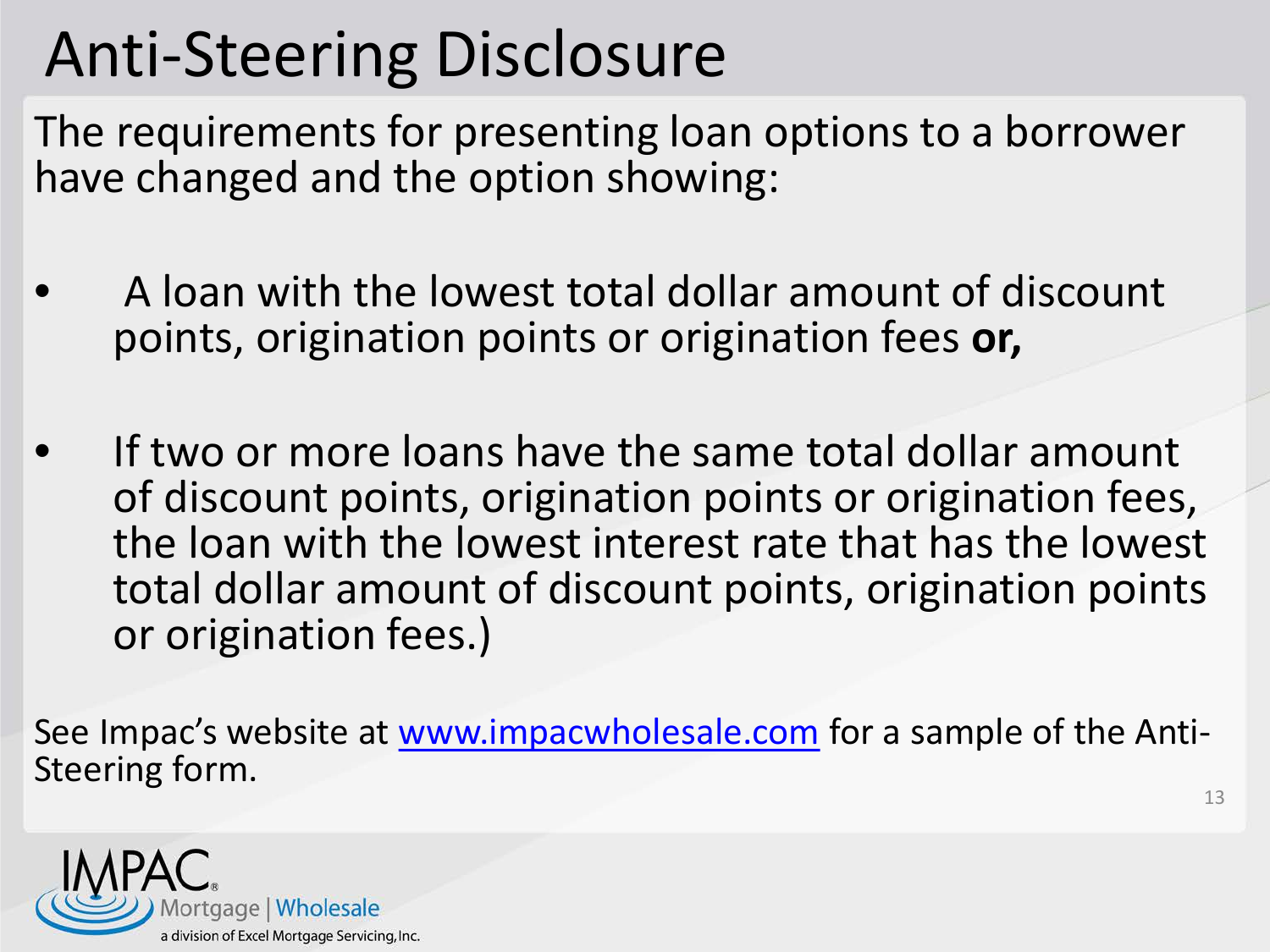# Anti-Steering Disclosure

The requirements for presenting loan options to a borrower have changed and the option showing:

- A loan with the lowest total dollar amount of discount points, origination points or origination fees **or,**
- If two or more loans have the same total dollar amount of discount points, origination points or origination fees, the loan with the lowest interest rate that has the lowest total dollar amount of discount points, origination points or origination fees.)

See Impac's website at [www.impacwholesale.com](http://www.impacwholesale.com) for a sample of the Anti-Steering form.

IMPAC® Mortgage | Wholesale
a division of Excel Mortgage Servicing, Inc.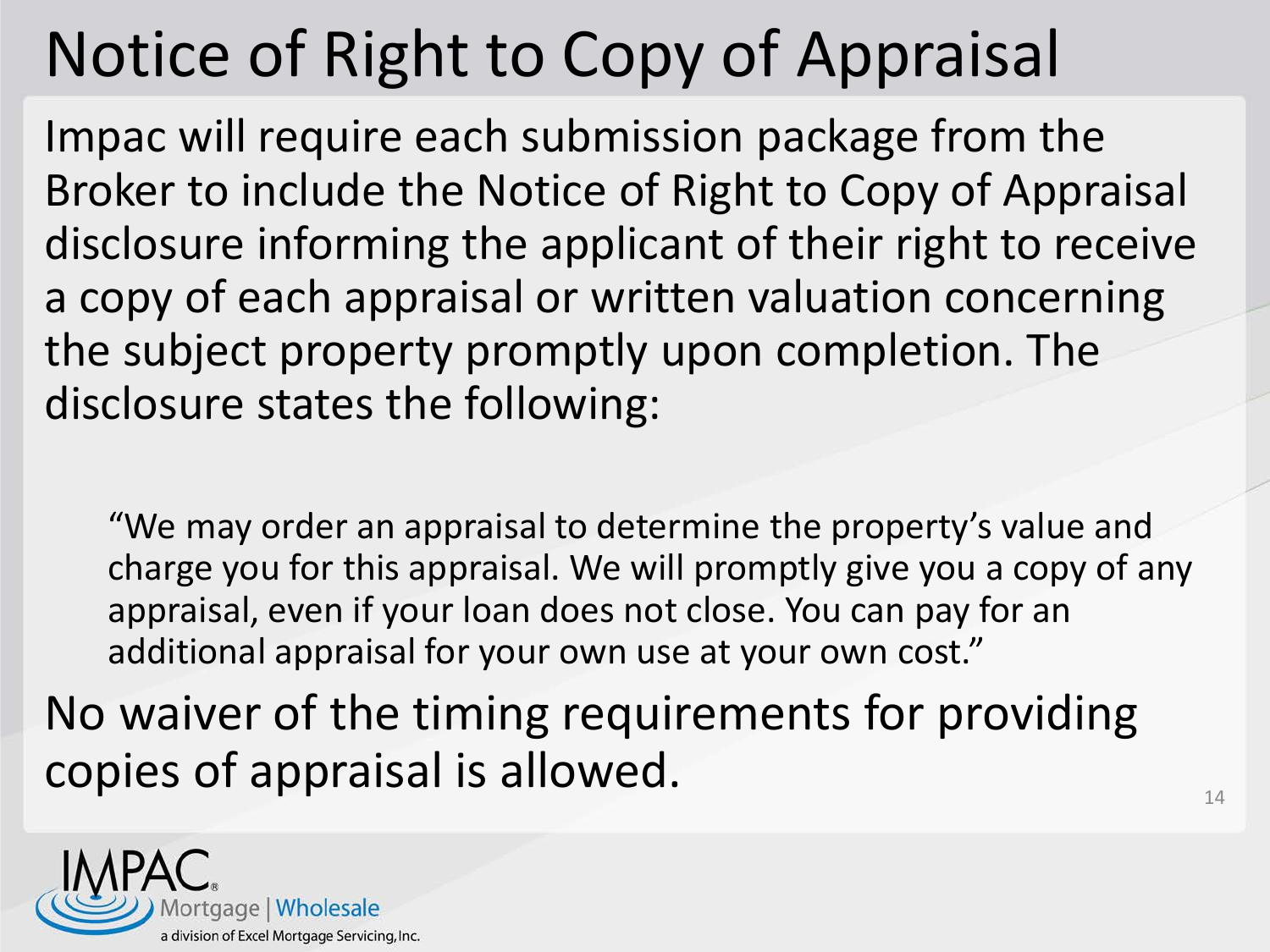# Notice of Right to Copy of Appraisal

Impac will require each submission package from the Broker to include the Notice of Right to Copy of Appraisal disclosure informing the applicant of their right to receive a copy of each appraisal or written valuation concerning the subject property promptly upon completion. The disclosure states the following:

> "We may order an appraisal to determine the property's value and charge you for this appraisal. We will promptly give you a copy of any appraisal, even if your loan does not close. You can pay for an additional appraisal for your own use at your own cost."

No waiver of the timing requirements for providing copies of appraisal is allowed.

IMPAC® Mortgage | Wholesale
a division of Excel Mortgage Servicing, Inc.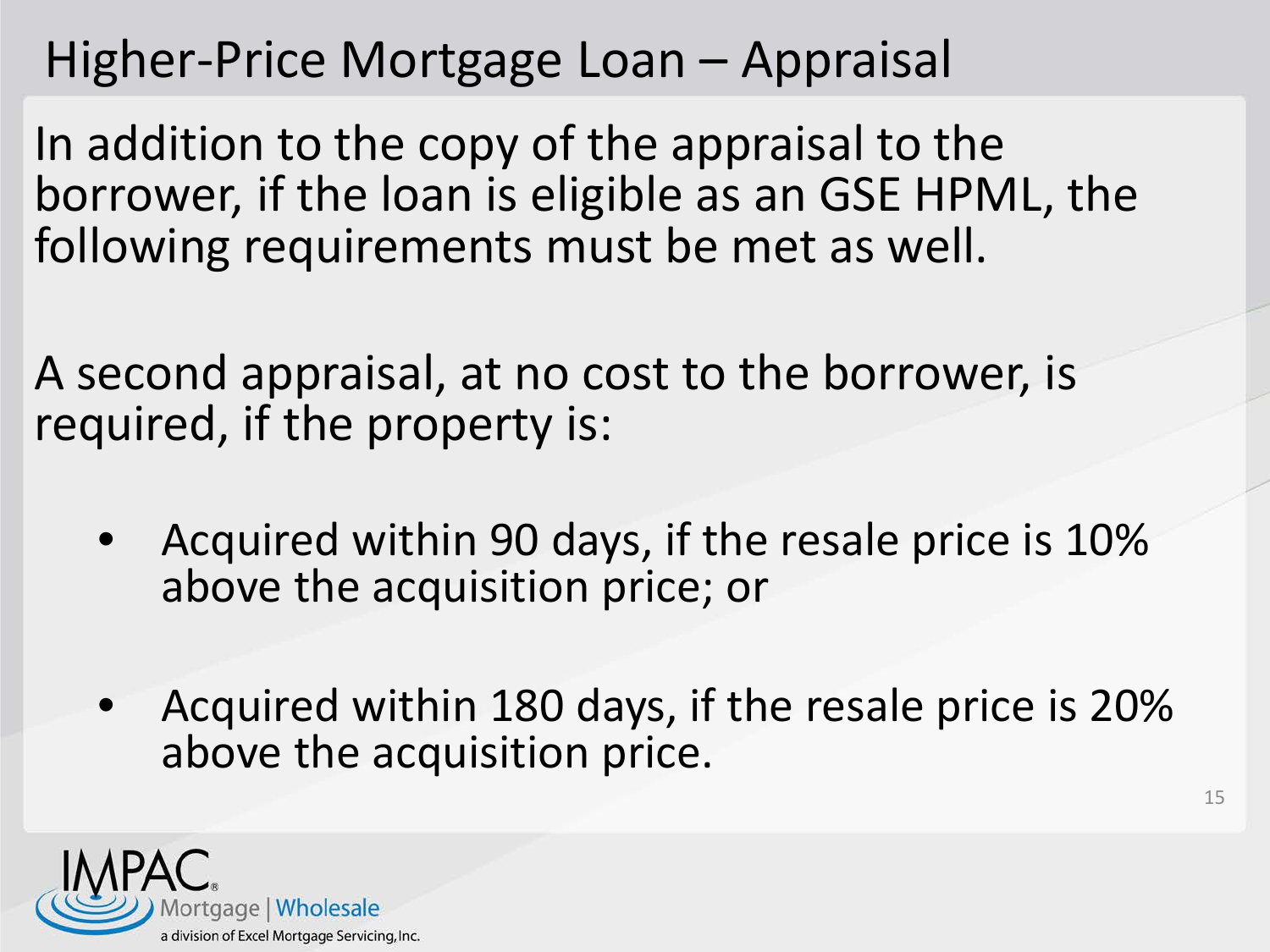# Higher-Price Mortgage Loan – Appraisal

In addition to the copy of the appraisal to the borrower, if the loan is eligible as an GSE HPML, the following requirements must be met as well.

A second appraisal, at no cost to the borrower, is required, if the property is:

- Acquired within 90 days, if the resale price is 10% above the acquisition price; or
- Acquired within 180 days, if the resale price is 20% above the acquisition price.

IMPAC® Mortgage | Wholesale
a division of Excel Mortgage Servicing, Inc.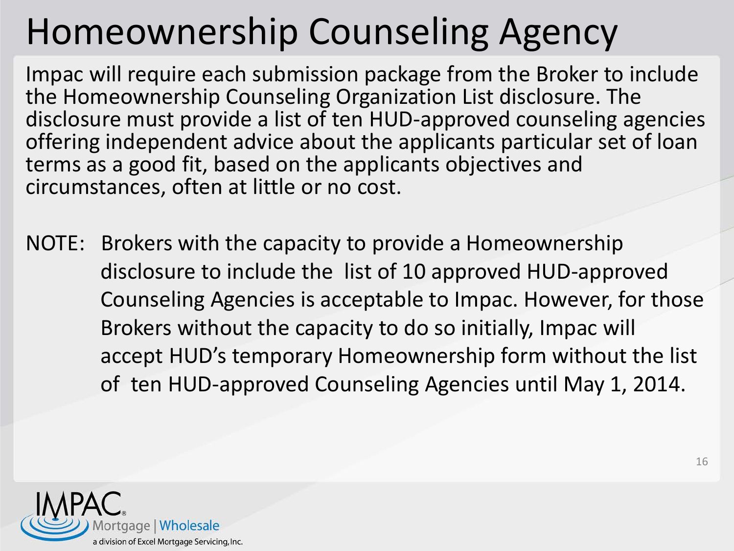# Homeownership Counseling Agency

Impac will require each submission package from the Broker to include the Homeownership Counseling Organization List disclosure. The disclosure must provide a list of ten HUD-approved counseling agencies offering independent advice about the applicants particular set of loan terms as a good fit, based on the applicants objectives and circumstances, often at little or no cost.

NOTE: Brokers with the capacity to provide a Homeownership disclosure to include the list of 10 approved HUD-approved Counseling Agencies is acceptable to Impac. However, for those Brokers without the capacity to do so initially, Impac will accept HUD's temporary Homeownership form without the list of ten HUD-approved Counseling Agencies until May 1, 2014.

IMPAC® Mortgage | Wholesale
a division of Excel Mortgage Servicing, Inc.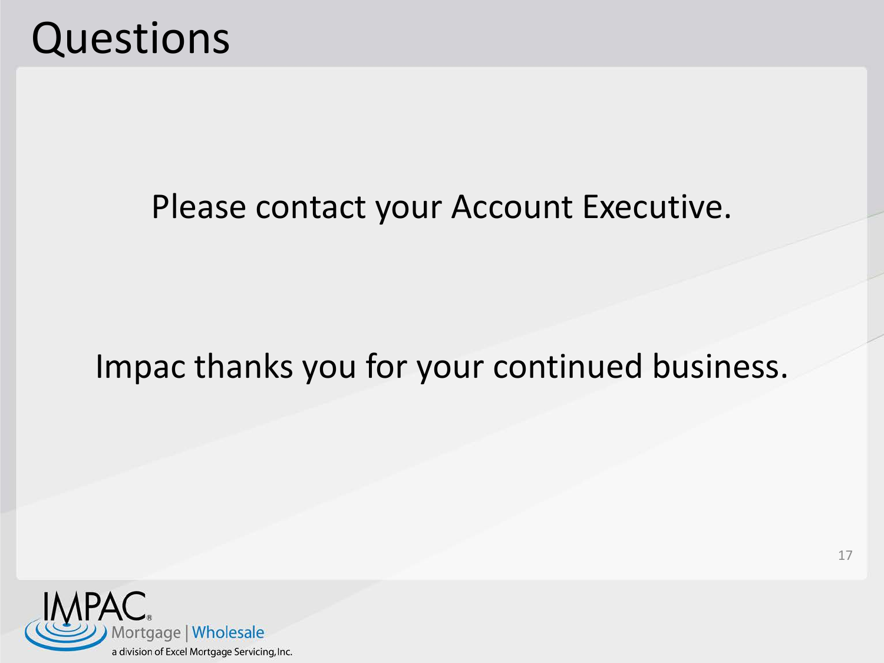# Questions

Please contact your Account Executive.

Impac thanks you for your continued business.

IMPAC® Mortgage | Wholesale

a division of Excel Mortgage Servicing, Inc.